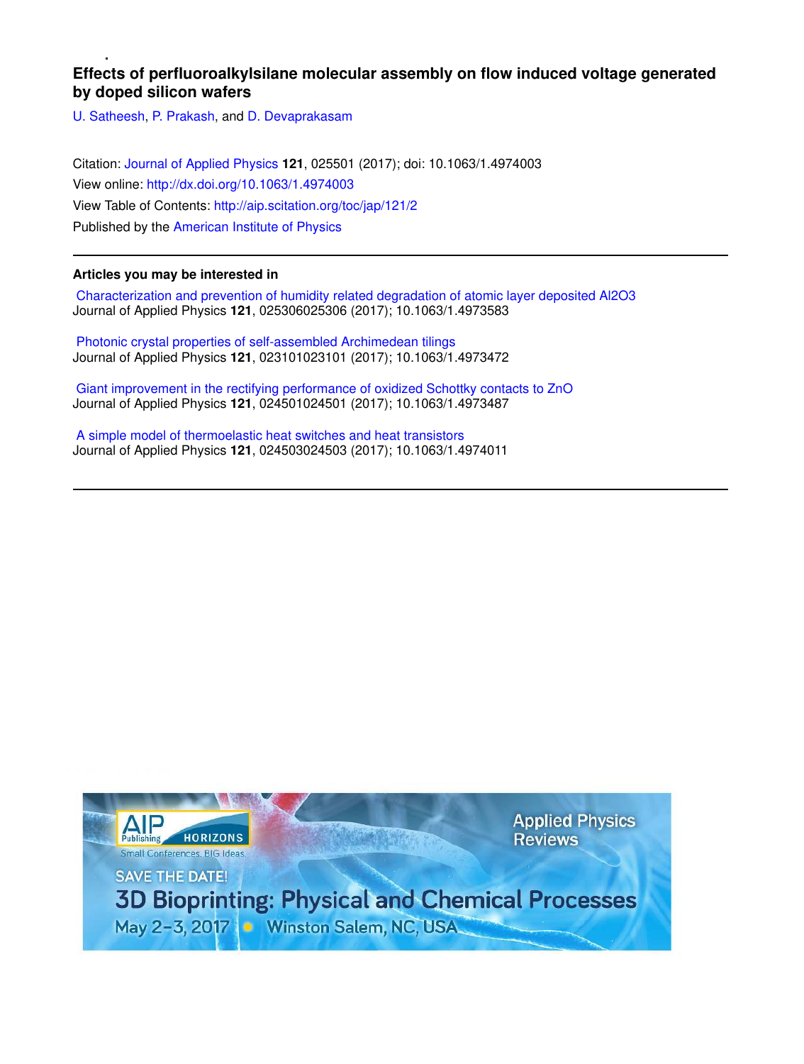# Effects of perfluoroalkylsilane molecular assembly on flow induced voltage generated by doped silicon wafers

U. Satheesh, P. Prakash, and D. Devaprakasam

Citation: Journal of Applied Physics **121**, 025501 (2017); doi: 10.1063/1.4974003

View online: http://dx.doi.org/10.1063/1.4974003

View Table of Contents: http://aip.scitation.org/toc/jap/121/2

Published by the American Institute of Physics

---

**Articles you may be interested in**

Characterization and prevention of humidity related degradation of atomic layer deposited Al2O3
Journal of Applied Physics **121**, 025306025306 (2017); 10.1063/1.4973583

Photonic crystal properties of self-assembled Archimedean tilings
Journal of Applied Physics **121**, 023101023101 (2017); 10.1063/1.4973472

Giant improvement in the rectifying performance of oxidized Schottky contacts to ZnO
Journal of Applied Physics **121**, 024501024501 (2017); 10.1063/1.4973487

A simple model of thermoelastic heat switches and heat transistors
Journal of Applied Physics **121**, 024503024503 (2017); 10.1063/1.4974011

---

AIP Publishing HORIZONS

Small Conferences. BIG Ideas.

Applied Physics Reviews

SAVE THE DATE!

3D Bioprinting: Physical and Chemical Processes

May 2-3, 2017 • Winston Salem, NC, USA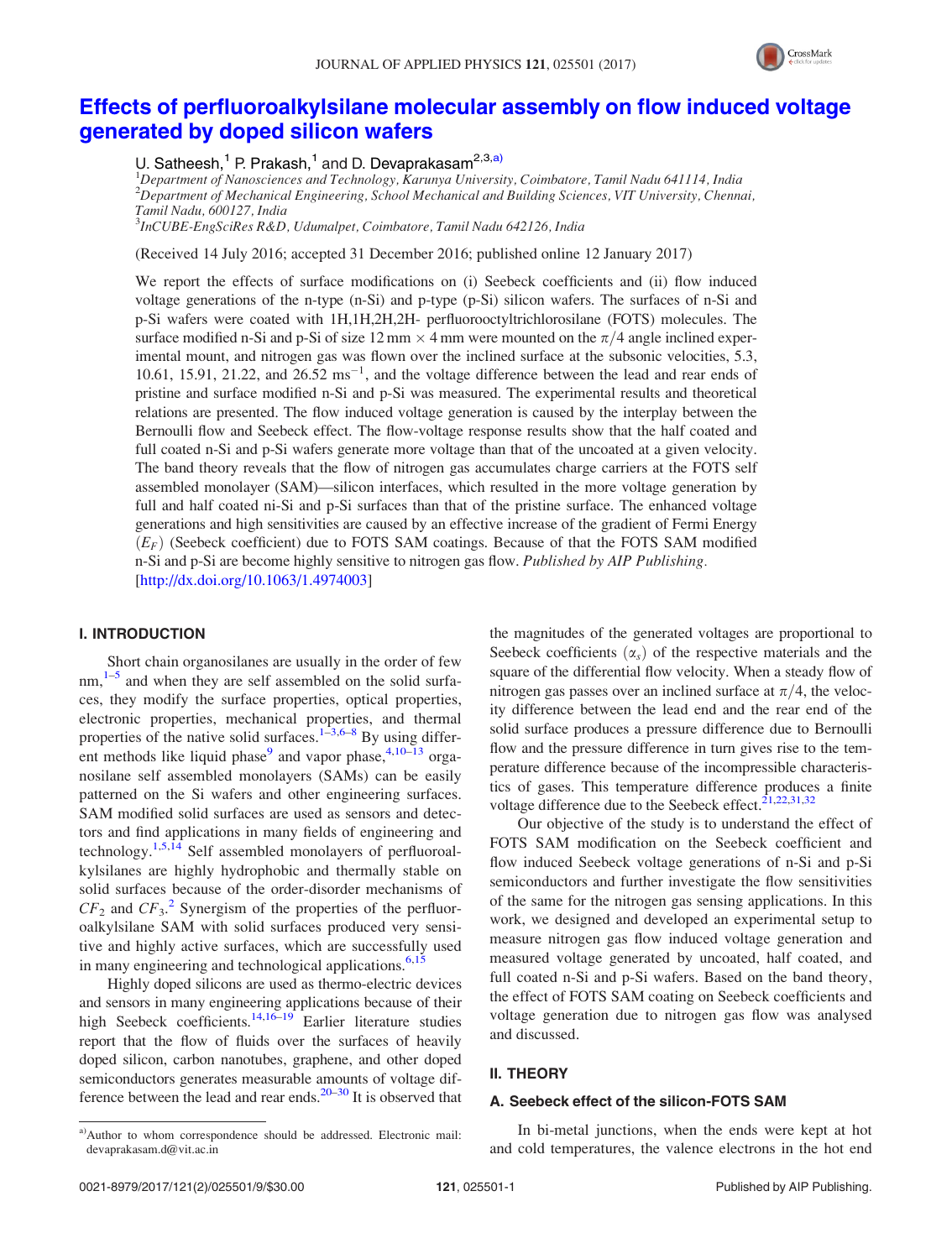# Effects of perfluoroalkylsilane molecular assembly on flow induced voltage generated by doped silicon wafers

U. Satheesh,[1] P. Prakash,[1] and D. Devaprakasam[2,3,a)]

[1]*Department of Nanosciences and Technology, Karunya University, Coimbatore, Tamil Nadu 641114, India*
[2]*Department of Mechanical Engineering, School Mechanical and Building Sciences, VIT University, Chennai, Tamil Nadu, 600127, India*
[3]*InCUBE-EngSciRes R&D, Udumalpet, Coimbatore, Tamil Nadu 642126, India*

(Received 14 July 2016; accepted 31 December 2016; published online 12 January 2017)

We report the effects of surface modifications on (i) Seebeck coefficients and (ii) flow induced voltage generations of the n-type (n-Si) and p-type (p-Si) silicon wafers. The surfaces of n-Si and p-Si wafers were coated with 1H,1H,2H,2H- perfluorooctyltrichlorosilane (FOTS) molecules. The surface modified n-Si and p-Si of size 12 mm × 4 mm were mounted on the $\pi/4$ angle inclined experimental mount, and nitrogen gas was flown over the inclined surface at the subsonic velocities, 5.3, 10.61, 15.91, 21.22, and 26.52 $\text{ms}^{-1}$, and the voltage difference between the lead and rear ends of pristine and surface modified n-Si and p-Si was measured. The experimental results and theoretical relations are presented. The flow induced voltage generation is caused by the interplay between the Bernoulli flow and Seebeck effect. The flow-voltage response results show that the half coated and full coated n-Si and p-Si wafers generate more voltage than that of the uncoated at a given velocity. The band theory reveals that the flow of nitrogen gas accumulates charge carriers at the FOTS self assembled monolayer (SAM)—silicon interfaces, which resulted in the more voltage generation by full and half coated ni-Si and p-Si surfaces than that of the pristine surface. The enhanced voltage generations and high sensitivities are caused by an effective increase of the gradient of Fermi Energy ($E_F$) (Seebeck coefficient) due to FOTS SAM coatings. Because of that the FOTS SAM modified n-Si and p-Si are become highly sensitive to nitrogen gas flow. *Published by AIP Publishing.* [http://dx.doi.org/10.1063/1.4974003]

## I. INTRODUCTION

Short chain organosilanes are usually in the order of few nm,[1–5] and when they are self assembled on the solid surfaces, they modify the surface properties, optical properties, electronic properties, mechanical properties, and thermal properties of the native solid surfaces.[1–3,6–8] By using different methods like liquid phase[9] and vapor phase,[4,10–13] organosilane self assembled monolayers (SAMs) can be easily patterned on the Si wafers and other engineering surfaces. SAM modified solid surfaces are used as sensors and detectors and find applications in many fields of engineering and technology.[1,5,14] Self assembled monolayers of perfluoroalkylsilanes are highly hydrophobic and thermally stable on solid surfaces because of the order-disorder mechanisms of $CF_2$ and $CF_3$.[2] Synergism of the properties of the perfluoroalkylsilane SAM with solid surfaces produced very sensitive and highly active surfaces, which are successfully used in many engineering and technological applications.[6,15]

Highly doped silicons are used as thermo-electric devices and sensors in many engineering applications because of their high Seebeck coefficients.[14,16–19] Earlier literature studies report that the flow of fluids over the surfaces of heavily doped silicon, carbon nanotubes, graphene, and other doped semiconductors generates measurable amounts of voltage difference between the lead and rear ends.[20–30] It is observed that the magnitudes of the generated voltages are proportional to Seebeck coefficients ($\alpha_s$) of the respective materials and the square of the differential flow velocity. When a steady flow of nitrogen gas passes over an inclined surface at $\pi/4$, the velocity difference between the lead end and the rear end of the solid surface produces a pressure difference due to Bernoulli flow and the pressure difference in turn gives rise to the temperature difference because of the incompressible characteristics of gases. This temperature difference produces a finite voltage difference due to the Seebeck effect.[21,22,31,32]

Our objective of the study is to understand the effect of FOTS SAM modification on the Seebeck coefficient and flow induced Seebeck voltage generations of n-Si and p-Si semiconductors and further investigate the flow sensitivities of the same for the nitrogen gas sensing applications. In this work, we designed and developed an experimental setup to measure nitrogen gas flow induced voltage generation and measured voltage generated by uncoated, half coated, and full coated n-Si and p-Si wafers. Based on the band theory, the effect of FOTS SAM coating on Seebeck coefficients and voltage generation due to nitrogen gas flow was analysed and discussed.

## II. THEORY

### A. Seebeck effect of the silicon-FOTS SAM

In bi-metal junctions, when the ends were kept at hot and cold temperatures, the valence electrons in the hot end

---

a)Author to whom correspondence should be addressed. Electronic mail: devaprakasam.d@vit.ac.in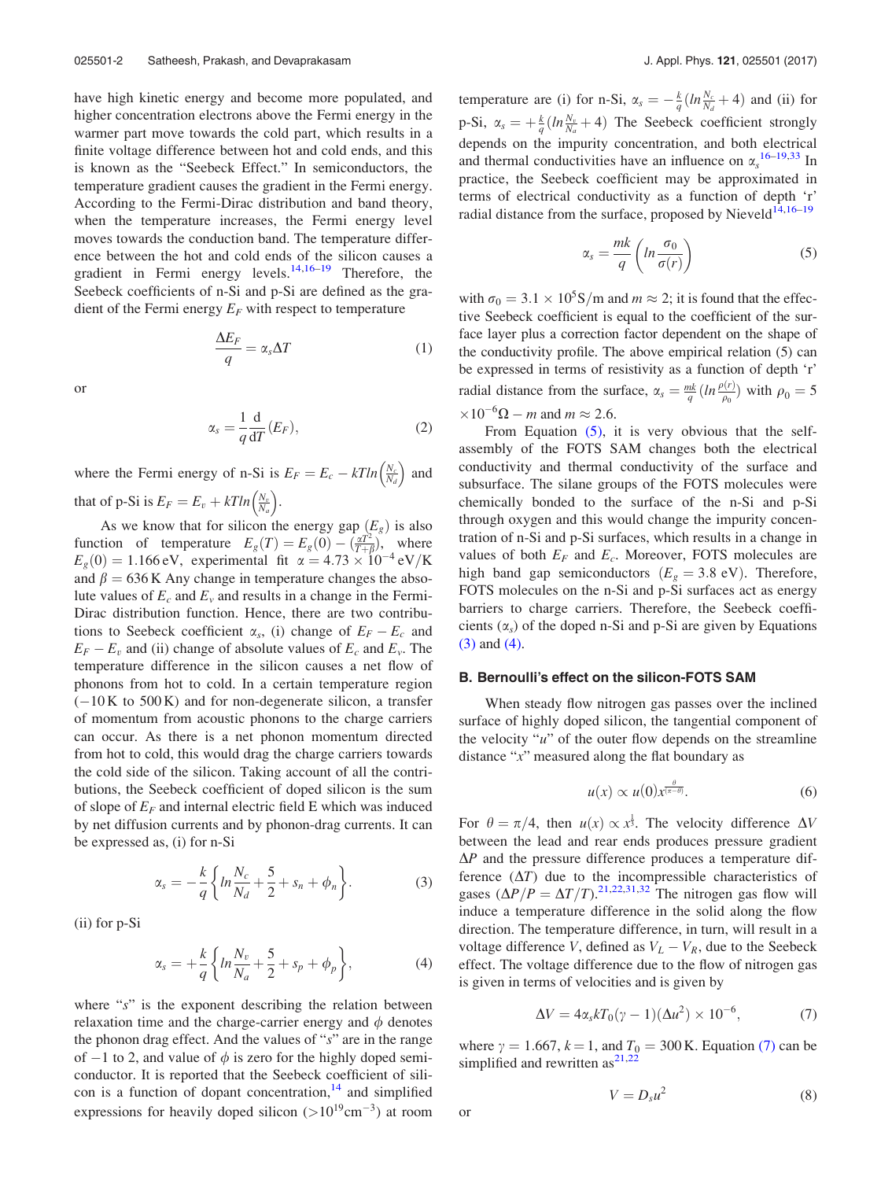have high kinetic energy and become more populated, and higher concentration electrons above the Fermi energy in the warmer part move towards the cold part, which results in a finite voltage difference between hot and cold ends, and this is known as the "Seebeck Effect." In semiconductors, the temperature gradient causes the gradient in the Fermi energy. According to the Fermi-Dirac distribution and band theory, when the temperature increases, the Fermi energy level moves towards the conduction band. The temperature difference between the hot and cold ends of the silicon causes a gradient in Fermi energy levels.[14,16–19] Therefore, the Seebeck coefficients of n-Si and p-Si are defined as the gradient of the Fermi energy $E_F$ with respect to temperature

$$\frac{\Delta E_F}{q} = \alpha_s \Delta T \tag{1}$$

or

$$\alpha_s = \frac{1}{q}\frac{d}{dT}(E_F), \tag{2}$$

where the Fermi energy of n-Si is $E_F = E_c - kT ln\left(\frac{N_c}{N_d}\right)$ and that of p-Si is $E_F = E_v + kT ln\left(\frac{N_v}{N_a}\right)$.

As we know that for silicon the energy gap ($E_g$) is also function of temperature $E_g(T) = E_g(0) - \left(\frac{\alpha T^2}{T+\beta}\right)$, where $E_g(0) = 1.166\,\text{eV}$, experimental fit $\alpha = 4.73 \times 10^{-4}\,\text{eV/K}$ and $\beta = 636\,\text{K}$ Any change in temperature changes the absolute values of $E_c$ and $E_v$ and results in a change in the Fermi-Dirac distribution function. Hence, there are two contributions to Seebeck coefficient $\alpha_s$, (i) change of $E_F - E_c$ and $E_F - E_v$ and (ii) change of absolute values of $E_c$ and $E_v$. The temperature difference in the silicon causes a net flow of phonons from hot to cold. In a certain temperature region ($-10\,\text{K}$ to $500\,\text{K}$) and for non-degenerate silicon, a transfer of momentum from acoustic phonons to the charge carriers can occur. As there is a net phonon momentum directed from hot to cold, this would drag the charge carriers towards the cold side of the silicon. Taking account of all the contributions, the Seebeck coefficient of doped silicon is the sum of slope of $E_F$ and internal electric field E which was induced by net diffusion currents and by phonon-drag currents. It can be expressed as, (i) for n-Si

$$\alpha_s = -\frac{k}{q}\left\{ln\frac{N_c}{N_d} + \frac{5}{2} + s_n + \phi_n\right\}. \tag{3}$$

(ii) for p-Si

$$\alpha_s = +\frac{k}{q}\left\{ln\frac{N_v}{N_a} + \frac{5}{2} + s_p + \phi_p\right\}, \tag{4}$$

where "$s$" is the exponent describing the relation between relaxation time and the charge-carrier energy and $\phi$ denotes the phonon drag effect. And the values of "$s$" are in the range of $-1$ to 2, and value of $\phi$ is zero for the highly doped semiconductor. It is reported that the Seebeck coefficient of silicon is a function of dopant concentration,[14] and simplified expressions for heavily doped silicon ($>10^{19}\text{cm}^{-3}$) at room temperature are (i) for n-Si, $\alpha_s = -\frac{k}{q}(ln\frac{N_c}{N_d} + 4)$ and (ii) for p-Si, $\alpha_s = +\frac{k}{q}(ln\frac{N_v}{N_a} + 4)$ The Seebeck coefficient strongly depends on the impurity concentration, and both electrical and thermal conductivities have an influence on $\alpha_s$.[16–19,33] In practice, the Seebeck coefficient may be approximated in terms of electrical conductivity as a function of depth 'r' radial distance from the surface, proposed by Nieveld[14,16–19]

$$\alpha_s = \frac{mk}{q}\left(ln\frac{\sigma_0}{\sigma(r)}\right) \tag{5}$$

with $\sigma_0 = 3.1 \times 10^5\text{S/m}$ and $m \approx 2$; it is found that the effective Seebeck coefficient is equal to the coefficient of the surface layer plus a correction factor dependent on the shape of the conductivity profile. The above empirical relation (5) can be expressed in terms of resistivity as a function of depth 'r' radial distance from the surface, $\alpha_s = \frac{mk}{q}(ln\frac{\rho(r)}{\rho_0})$ with $\rho_0 = 5 \times 10^{-6}\Omega - m$ and $m \approx 2.6$.

From Equation (5), it is very obvious that the self-assembly of the FOTS SAM changes both the electrical conductivity and thermal conductivity of the surface and subsurface. The silane groups of the FOTS molecules were chemically bonded to the surface of the n-Si and p-Si through oxygen and this would change the impurity concentration of n-Si and p-Si surfaces, which results in a change in values of both $E_F$ and $E_c$. Moreover, FOTS molecules are high band gap semiconductors ($E_g = 3.8\,\text{eV}$). Therefore, FOTS molecules on the n-Si and p-Si surfaces act as energy barriers to charge carriers. Therefore, the Seebeck coefficients ($\alpha_s$) of the doped n-Si and p-Si are given by Equations (3) and (4).

### B. Bernoulli's effect on the silicon-FOTS SAM

When steady flow nitrogen gas passes over the inclined surface of highly doped silicon, the tangential component of the velocity "$u$" of the outer flow depends on the streamline distance "$x$" measured along the flat boundary as

$$u(x) \propto u(0)x^{\frac{\theta}{(\pi-\theta)}}. \tag{6}$$

For $\theta = \pi/4$, then $u(x) \propto x^{\frac{1}{3}}$. The velocity difference $\Delta V$ between the lead and rear ends produces pressure gradient $\Delta P$ and the pressure difference produces a temperature difference ($\Delta T$) due to the incompressible characteristics of gases ($\Delta P/P = \Delta T/T$).[21,22,31,32] The nitrogen gas flow will induce a temperature difference in the solid along the flow direction. The temperature difference, in turn, will result in a voltage difference $V$, defined as $V_L - V_R$, due to the Seebeck effect. The voltage difference due to the flow of nitrogen gas is given in terms of velocities and is given by

$$\Delta V = 4\alpha_s kT_0(\gamma - 1)(\Delta u^2) \times 10^{-6}, \tag{7}$$

where $\gamma = 1.667$, $k = 1$, and $T_0 = 300\,\text{K}$. Equation (7) can be simplified and rewritten as[21,22]

$$V = D_s u^2 \tag{8}$$

or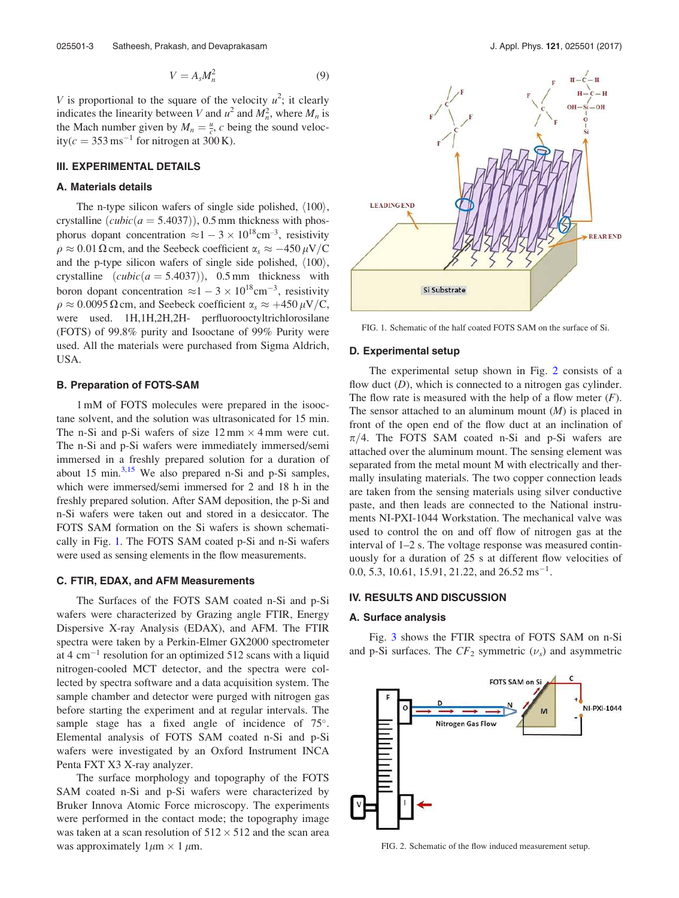$$V = A_s M_n^2 \tag{9}$$

$V$ is proportional to the square of the velocity $u^2$; it clearly indicates the linearity between $V$ and $u^2$ and $M_n^2$, where $M_n$ is the Mach number given by $M_n = \frac{u}{c}$, $c$ being the sound velocity($c = 353\,\text{ms}^{-1}$ for nitrogen at 300 K).

## III. EXPERIMENTAL DETAILS

### A. Materials details

The n-type silicon wafers of single side polished, $\langle 100 \rangle$, crystalline $(cubic(a = 5.4037))$, 0.5 mm thickness with phosphorus dopant concentration $\approx 1 - 3 \times 10^{18}\text{cm}^{-3}$, resistivity $\rho \approx 0.01\,\Omega\,\text{cm}$, and the Seebeck coefficient $\alpha_s \approx -450\,\mu\text{V/C}$ and the p-type silicon wafers of single side polished, $\langle 100 \rangle$, crystalline $(cubic(a = 5.4037))$, 0.5 mm thickness with boron dopant concentration $\approx 1 - 3 \times 10^{18}\text{cm}^{-3}$, resistivity $\rho \approx 0.0095\,\Omega\,\text{cm}$, and Seebeck coefficient $\alpha_s \approx +450\,\mu\text{V/C}$, were used. 1H,1H,2H,2H- perfluorooctyltrichlorosilane (FOTS) of 99.8% purity and Isooctane of 99% Purity were used. All the materials were purchased from Sigma Aldrich, USA.

### B. Preparation of FOTS-SAM

1 mM of FOTS molecules were prepared in the isooctane solvent, and the solution was ultrasonicated for 15 min. The n-Si and p-Si wafers of size 12 mm $\times$ 4 mm were cut. The n-Si and p-Si wafers were immediately immersed/semi immersed in a freshly prepared solution for a duration of about 15 min.[3,15] We also prepared n-Si and p-Si samples, which were immersed/semi immersed for 2 and 18 h in the freshly prepared solution. After SAM deposition, the p-Si and n-Si wafers were taken out and stored in a desiccator. The FOTS SAM formation on the Si wafers is shown schematically in Fig. 1. The FOTS SAM coated p-Si and n-Si wafers were used as sensing elements in the flow measurements.

### C. FTIR, EDAX, and AFM Measurements

The Surfaces of the FOTS SAM coated n-Si and p-Si wafers were characterized by Grazing angle FTIR, Energy Dispersive X-ray Analysis (EDAX), and AFM. The FTIR spectra were taken by a Perkin-Elmer GX2000 spectrometer at 4 $\text{cm}^{-1}$ resolution for an optimized 512 scans with a liquid nitrogen-cooled MCT detector, and the spectra were collected by spectra software and a data acquisition system. The sample chamber and detector were purged with nitrogen gas before starting the experiment and at regular intervals. The sample stage has a fixed angle of incidence of 75°. Elemental analysis of FOTS SAM coated n-Si and p-Si wafers were investigated by an Oxford Instrument INCA Penta FXT X3 X-ray analyzer.

The surface morphology and topography of the FOTS SAM coated n-Si and p-Si wafers were characterized by Bruker Innova Atomic Force microscopy. The experiments were performed in the contact mode; the topography image was taken at a scan resolution of 512 $\times$ 512 and the scan area was approximately $1\mu\text{m} \times 1\,\mu\text{m}$.

FIG. 1. Schematic of the half coated FOTS SAM on the surface of Si.

### D. Experimental setup

The experimental setup shown in Fig. 2 consists of a flow duct ($D$), which is connected to a nitrogen gas cylinder. The flow rate is measured with the help of a flow meter ($F$). The sensor attached to an aluminum mount ($M$) is placed in front of the open end of the flow duct at an inclination of $\pi/4$. The FOTS SAM coated n-Si and p-Si wafers are attached over the aluminum mount. The sensing element was separated from the metal mount M with electrically and thermally insulating materials. The two copper connection leads are taken from the sensing materials using silver conductive paste, and then leads are connected to the National instruments NI-PXI-1044 Workstation. The mechanical valve was used to control the on and off flow of nitrogen gas at the interval of 1–2 s. The voltage response was measured continuously for a duration of 25 s at different flow velocities of 0.0, 5.3, 10.61, 15.91, 21.22, and 26.52 $\text{ms}^{-1}$.

## IV. RESULTS AND DISCUSSION

### A. Surface analysis

Fig. 3 shows the FTIR spectra of FOTS SAM on n-Si and p-Si surfaces. The $CF_2$ symmetric ($\nu_s$) and asymmetric

FIG. 2. Schematic of the flow induced measurement setup.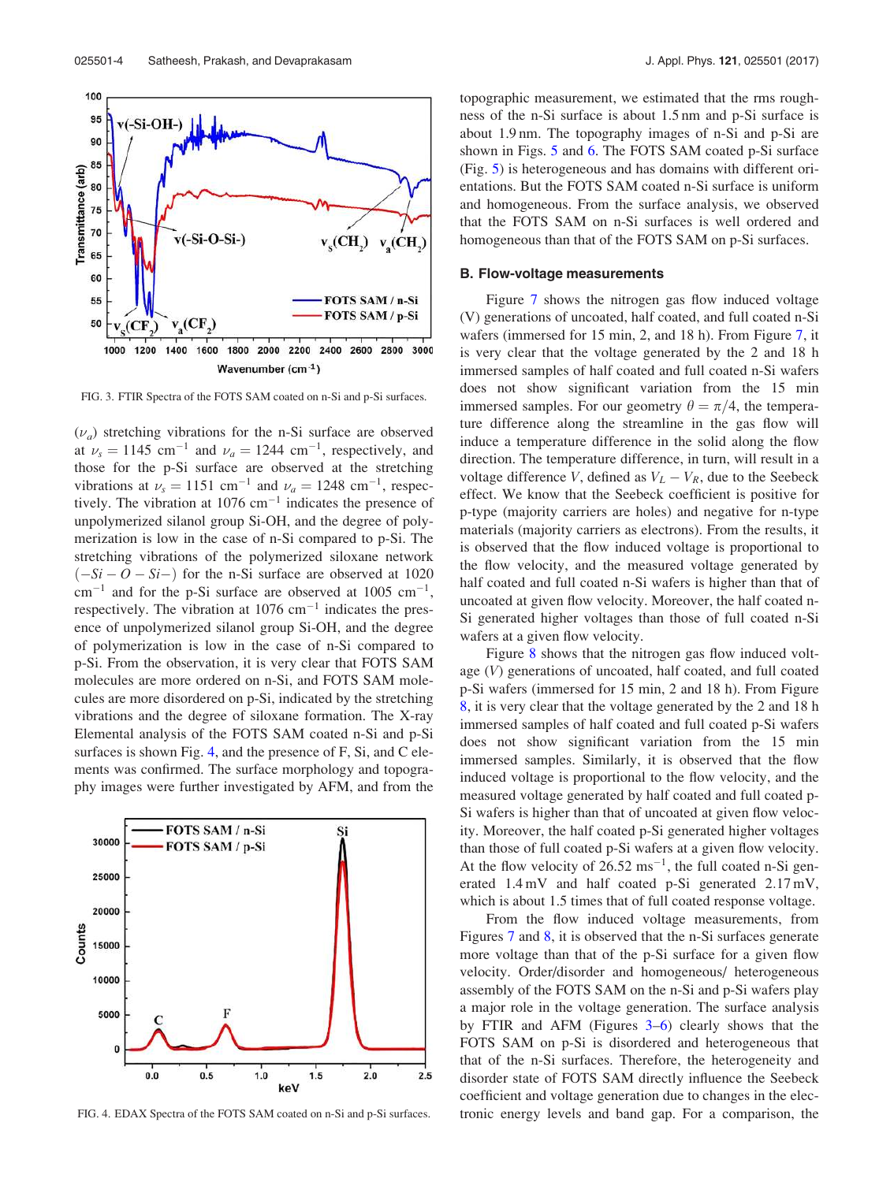FIG. 3. FTIR Spectra of the FOTS SAM coated on n-Si and p-Si surfaces.

($\nu_a$) stretching vibrations for the n-Si surface are observed at $\nu_s = 1145$ cm$^{-1}$ and $\nu_a = 1244$ cm$^{-1}$, respectively, and those for the p-Si surface are observed at the stretching vibrations at $\nu_s = 1151$ cm$^{-1}$ and $\nu_a = 1248$ cm$^{-1}$, respectively. The vibration at 1076 cm$^{-1}$ indicates the presence of unpolymerized silanol group Si-OH, and the degree of polymerization is low in the case of n-Si compared to p-Si. The stretching vibrations of the polymerized siloxane network ($-Si-O-Si-$) for the n-Si surface are observed at 1020 cm$^{-1}$ and for the p-Si surface are observed at 1005 cm$^{-1}$, respectively. The vibration at 1076 cm$^{-1}$ indicates the presence of unpolymerized silanol group Si-OH, and the degree of polymerization is low in the case of n-Si compared to p-Si. From the observation, it is very clear that FOTS SAM molecules are more ordered on n-Si, and FOTS SAM molecules are more disordered on p-Si, indicated by the stretching vibrations and the degree of siloxane formation. The X-ray Elemental analysis of the FOTS SAM coated n-Si and p-Si surfaces is shown Fig. 4, and the presence of F, Si, and C elements was confirmed. The surface morphology and topography images were further investigated by AFM, and from the topographic measurement, we estimated that the rms roughness of the n-Si surface is about 1.5 nm and p-Si surface is about 1.9 nm. The topography images of n-Si and p-Si are shown in Figs. 5 and 6. The FOTS SAM coated p-Si surface (Fig. 5) is heterogeneous and has domains with different orientations. But the FOTS SAM coated n-Si surface is uniform and homogeneous. From the surface analysis, we observed that the FOTS SAM on n-Si surfaces is well ordered and homogeneous than that of the FOTS SAM on p-Si surfaces.

FIG. 4. EDAX Spectra of the FOTS SAM coated on n-Si and p-Si surfaces.

### B. Flow-voltage measurements

Figure 7 shows the nitrogen gas flow induced voltage (V) generations of uncoated, half coated, and full coated n-Si wafers (immersed for 15 min, 2, and 18 h). From Figure 7, it is very clear that the voltage generated by the 2 and 18 h immersed samples of half coated and full coated n-Si wafers does not show significant variation from the 15 min immersed samples. For our geometry $\theta = \pi/4$, the temperature difference along the streamline in the gas flow will induce a temperature difference in the solid along the flow direction. The temperature difference, in turn, will result in a voltage difference $V$, defined as $V_L - V_R$, due to the Seebeck effect. We know that the Seebeck coefficient is positive for p-type (majority carriers are holes) and negative for n-type materials (majority carriers as electrons). From the results, it is observed that the flow induced voltage is proportional to the flow velocity, and the measured voltage generated by half coated and full coated n-Si wafers is higher than that of uncoated at given flow velocity. Moreover, the half coated n-Si generated higher voltages than those of full coated n-Si wafers at a given flow velocity.

Figure 8 shows that the nitrogen gas flow induced voltage ($V$) generations of uncoated, half coated, and full coated p-Si wafers (immersed for 15 min, 2, and 18 h). From Figure 8, it is very clear that the voltage generated by the 2 and 18 h immersed samples of half coated and full coated p-Si wafers does not show significant variation from the 15 min immersed samples. Similarly, it is observed that the flow induced voltage is proportional to the flow velocity, and the measured voltage generated by half coated and full coated p-Si wafers is higher than that of uncoated at given flow velocity. Moreover, the half coated p-Si generated higher voltages than those of full coated p-Si wafers at a given flow velocity. At the flow velocity of 26.52 ms$^{-1}$, the full coated n-Si generated 1.4 mV and half coated p-Si generated 2.17 mV, which is about 1.5 times that of full coated response voltage.

From the flow induced voltage measurements, from Figures 7 and 8, it is observed that the n-Si surfaces generate more voltage than that of the p-Si surface for a given flow velocity. Order/disorder and homogeneous/ heterogeneous assembly of the FOTS SAM on the n-Si and p-Si wafers play a major role in the voltage generation. The surface analysis by FTIR and AFM (Figures 3–6) clearly shows that the FOTS SAM on p-Si is disordered and heterogeneous than that of the n-Si surfaces. Therefore, the heterogeneity and disorder state of FOTS SAM directly influence the Seebeck coefficient and voltage generation due to changes in the electronic energy levels and band gap. For a comparison, the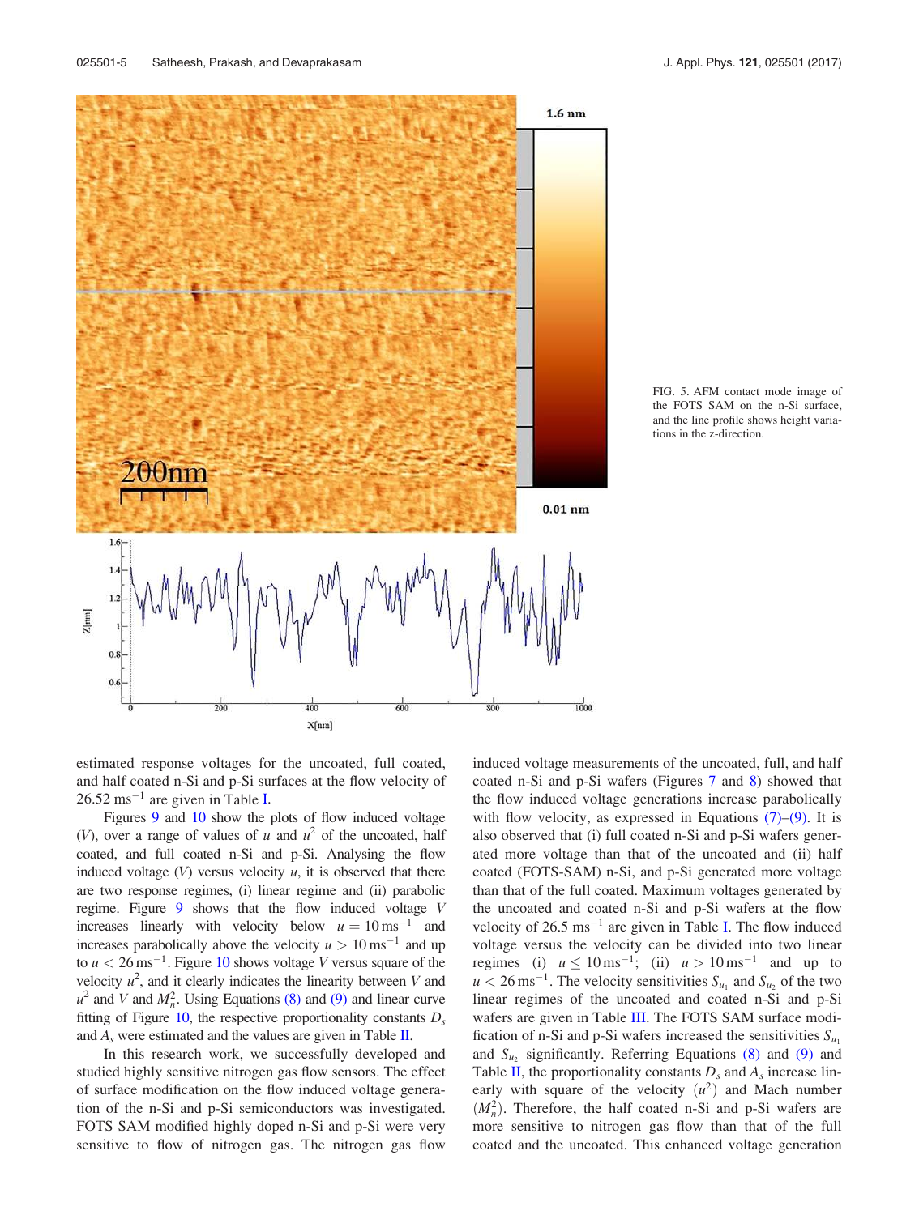FIG. 5. AFM contact mode image of the FOTS SAM on the n-Si surface, and the line profile shows height variations in the z-direction.

estimated response voltages for the uncoated, full coated, and half coated n-Si and p-Si surfaces at the flow velocity of 26.52 $ms^{-1}$ are given in Table I.

Figures 9 and 10 show the plots of flow induced voltage ($V$), over a range of values of $u$ and $u^2$ of the uncoated, half coated, and full coated n-Si and p-Si. Analysing the flow induced voltage ($V$) versus velocity $u$, it is observed that there are two response regimes, (i) linear regime and (ii) parabolic regime. Figure 9 shows that the flow induced voltage $V$ increases linearly with velocity below $u = 10\,ms^{-1}$ and increases parabolically above the velocity $u > 10\,ms^{-1}$ and up to $u < 26\,ms^{-1}$. Figure 10 shows voltage $V$ versus square of the velocity $u^2$, and it clearly indicates the linearity between $V$ and $u^2$ and $V$ and $M_n^2$. Using Equations (8) and (9) and linear curve fitting of Figure 10, the respective proportionality constants $D_s$ and $A_s$ were estimated and the values are given in Table II.

In this research work, we successfully developed and studied highly sensitive nitrogen gas flow sensors. The effect of surface modification on the flow induced voltage generation of the n-Si and p-Si semiconductors was investigated. FOTS SAM modified highly doped n-Si and p-Si were very sensitive to flow of nitrogen gas. The nitrogen gas flow induced voltage measurements of the uncoated, full, and half coated n-Si and p-Si wafers (Figures 7 and 8) showed that the flow induced voltage generations increase parabolically with flow velocity, as expressed in Equations (7)–(9). It is also observed that (i) full coated n-Si and p-Si wafers generated more voltage than that of the uncoated and (ii) half coated (FOTS-SAM) n-Si, and p-Si generated more voltage than that of the full coated. Maximum voltages generated by the uncoated and coated n-Si and p-Si wafers at the flow velocity of 26.5 $ms^{-1}$ are given in Table I. The flow induced voltage versus the velocity can be divided into two linear regimes (i) $u \leq 10\,ms^{-1}$; (ii) $u > 10\,ms^{-1}$ and up to $u < 26\,ms^{-1}$. The velocity sensitivities $S_{u_1}$ and $S_{u_2}$ of the two linear regimes of the uncoated and coated n-Si and p-Si wafers are given in Table III. The FOTS SAM surface modification of n-Si and p-Si wafers increased the sensitivities $S_{u_1}$ and $S_{u_2}$ significantly. Referring Equations (8) and (9) and Table II, the proportionality constants $D_s$ and $A_s$ increase linearly with square of the velocity ($u^2$) and Mach number ($M_n^2$). Therefore, the half coated n-Si and p-Si wafers are more sensitive to nitrogen gas flow than that of the full coated and the uncoated. This enhanced voltage generation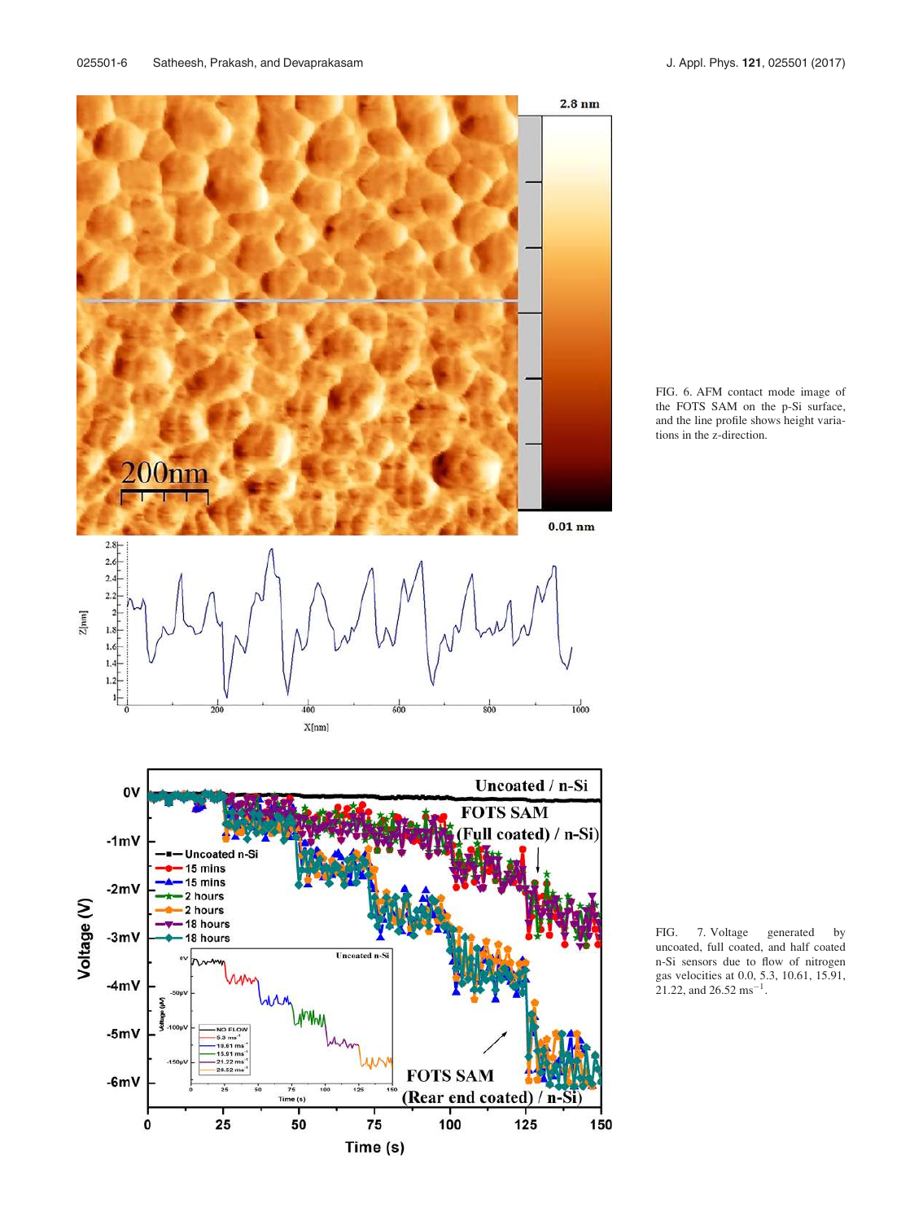FIG. 6. AFM contact mode image of the FOTS SAM on the p-Si surface, and the line profile shows height variations in the z-direction.

FIG. 7. Voltage generated by uncoated, full coated, and half coated n-Si sensors due to flow of nitrogen gas velocities at 0.0, 5.3, 10.61, 15.91, 21.22, and 26.52 $ms^{-1}$.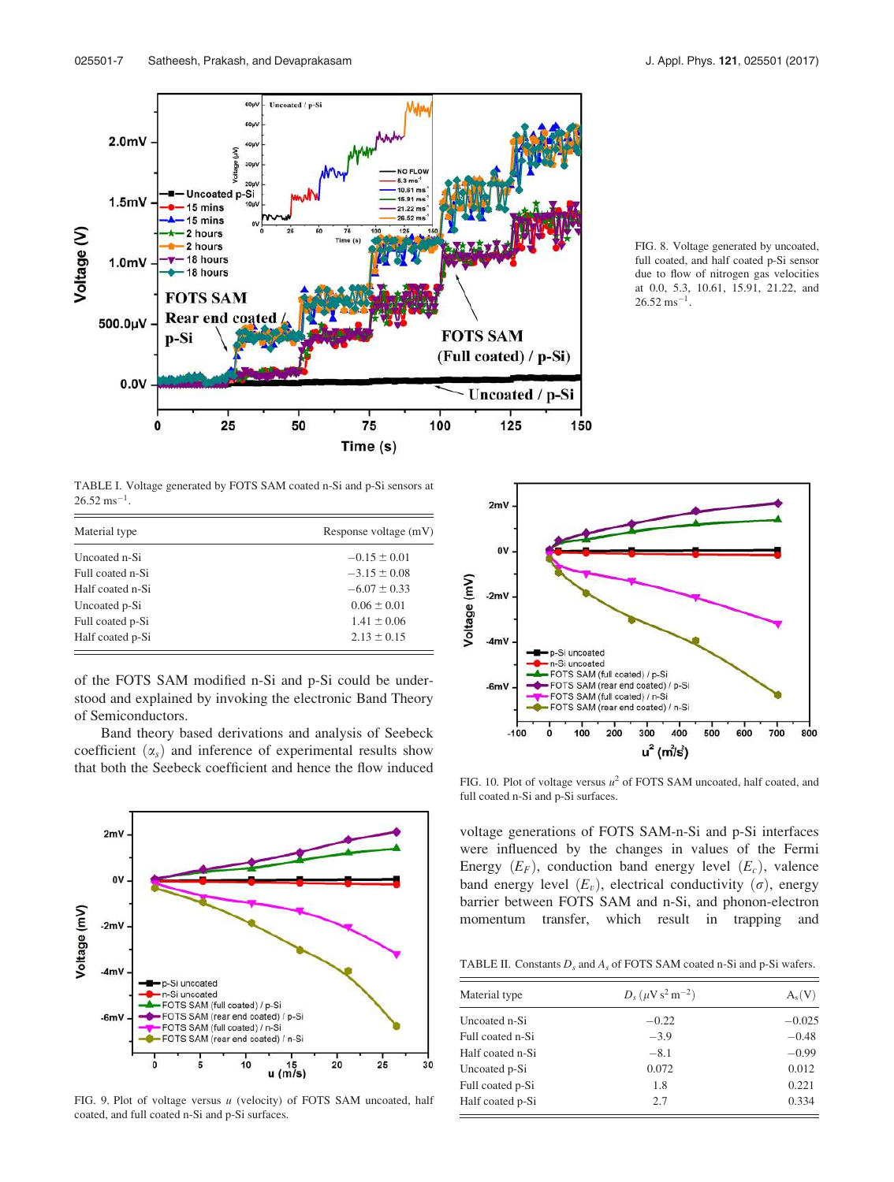FIG. 8. Voltage generated by uncoated, full coated, and half coated p-Si sensor due to flow of nitrogen gas velocities at 0.0, 5.3, 10.61, 15.91, 21.22, and 26.52 $ms^{-1}$.

TABLE I. Voltage generated by FOTS SAM coated n-Si and p-Si sensors at 26.52 $ms^{-1}$.

| Material type | Response voltage (mV) |
| --- | --- |
| Uncoated n-Si | $-0.15 \pm 0.01$ |
| Full coated n-Si | $-3.15 \pm 0.08$ |
| Half coated n-Si | $-6.07 \pm 0.33$ |
| Uncoated p-Si | $0.06 \pm 0.01$ |
| Full coated p-Si | $1.41 \pm 0.06$ |
| Half coated p-Si | $2.13 \pm 0.15$ |

of the FOTS SAM modified n-Si and p-Si could be understood and explained by invoking the electronic Band Theory of Semiconductors.

Band theory based derivations and analysis of Seebeck coefficient ($\alpha_s$) and inference of experimental results show that both the Seebeck coefficient and hence the flow induced voltage generations of FOTS SAM-n-Si and p-Si interfaces were influenced by the changes in values of the Fermi Energy ($E_F$), conduction band energy level ($E_c$), valence band energy level ($E_v$), electrical conductivity ($\sigma$), energy barrier between FOTS SAM and n-Si, and phonon-electron momentum transfer, which result in trapping and

FIG. 9. Plot of voltage versus $u$ (velocity) of FOTS SAM uncoated, half coated, and full coated n-Si and p-Si surfaces.

FIG. 10. Plot of voltage versus $u^2$ of FOTS SAM uncoated, half coated, and full coated n-Si and p-Si surfaces.

TABLE II. Constants $D_s$ and $A_s$ of FOTS SAM coated n-Si and p-Si wafers.

| Material type | $D_s$ ($\mu V\, s^2\, m^{-2}$) | $A_s$(V) |
| --- | --- | --- |
| Uncoated n-Si | $-0.22$ | $-0.025$ |
| Full coated n-Si | $-3.9$ | $-0.48$ |
| Half coated n-Si | $-8.1$ | $-0.99$ |
| Uncoated p-Si | 0.072 | 0.012 |
| Full coated p-Si | 1.8 | 0.221 |
| Half coated p-Si | 2.7 | 0.334 |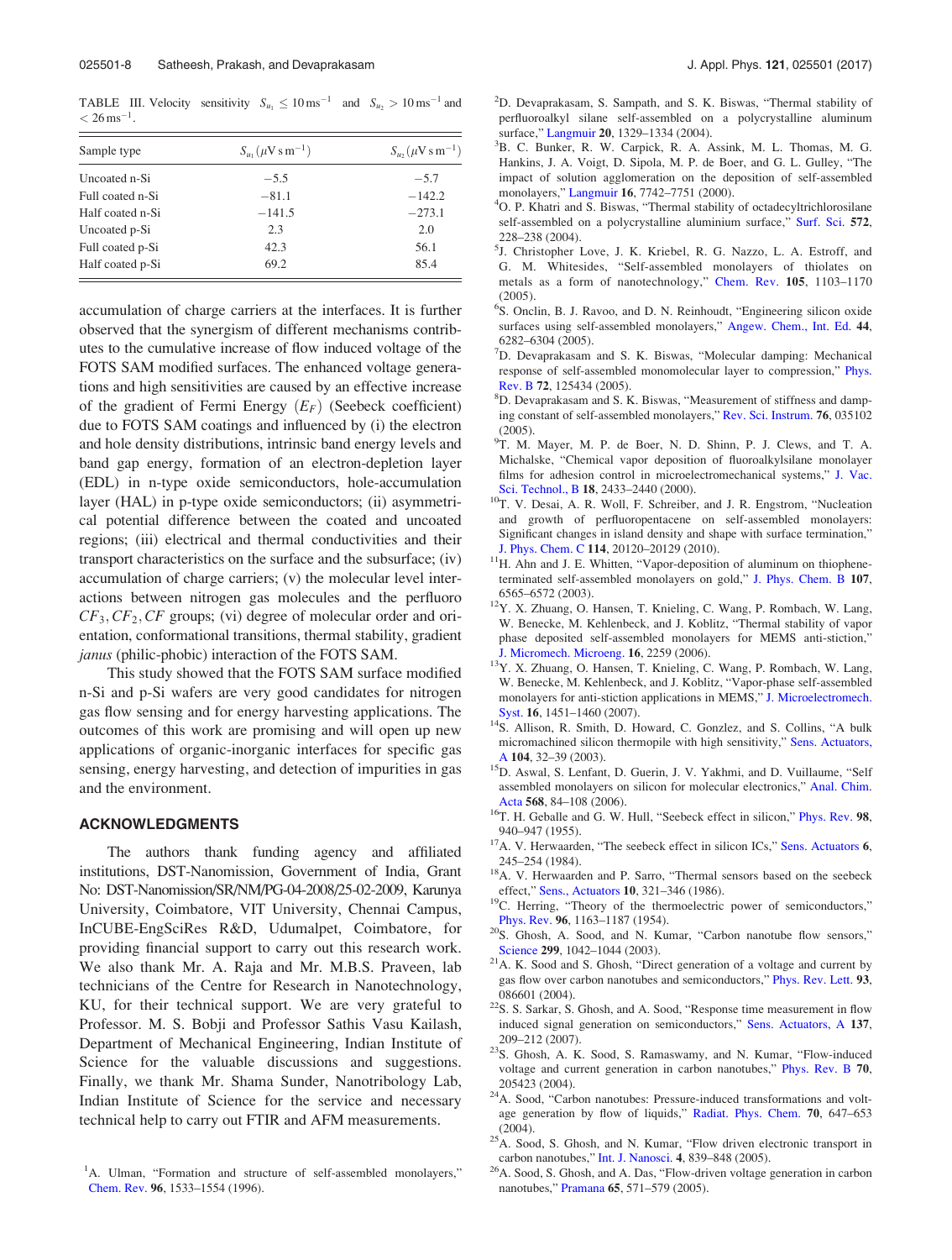TABLE III. Velocity sensitivity $S_{u_1} \leq 10\,\mathrm{ms^{-1}}$ and $S_{u_2} > 10\,\mathrm{ms^{-1}}$ and $< 26\,\mathrm{ms^{-1}}$.

| Sample type | $S_{u_1}(\mu\mathrm{V\,s\,m^{-1}})$ | $S_{u_2}(\mu\mathrm{V\,s\,m^{-1}})$ |
|---|---|---|
| Uncoated n-Si | −5.5 | −5.7 |
| Full coated n-Si | −81.1 | −142.2 |
| Half coated n-Si | −141.5 | −273.1 |
| Uncoated p-Si | 2.3 | 2.0 |
| Full coated p-Si | 42.3 | 56.1 |
| Half coated p-Si | 69.2 | 85.4 |

accumulation of charge carriers at the interfaces. It is further observed that the synergism of different mechanisms contributes to the cumulative increase of flow induced voltage of the FOTS SAM modified surfaces. The enhanced voltage generations and high sensitivities are caused by an effective increase of the gradient of Fermi Energy ($E_F$) (Seebeck coefficient) due to FOTS SAM coatings and influenced by (i) the electron and hole density distributions, intrinsic band energy levels and band gap energy, formation of an electron-depletion layer (EDL) in n-type oxide semiconductors, hole-accumulation layer (HAL) in p-type oxide semiconductors; (ii) asymmetrical potential difference between the coated and uncoated regions; (iii) electrical and thermal conductivities and their transport characteristics on the surface and the subsurface; (iv) accumulation of charge carriers; (v) the molecular level interactions between nitrogen gas molecules and the perfluoro $CF_3, CF_2, CF$ groups; (vi) degree of molecular order and orientation, conformational transitions, thermal stability, gradient *janus* (philic-phobic) interaction of the FOTS SAM.

This study showed that the FOTS SAM surface modified n-Si and p-Si wafers are very good candidates for nitrogen gas flow sensing and for energy harvesting applications. The outcomes of this work are promising and will open up new applications of organic-inorganic interfaces for specific gas sensing, energy harvesting, and detection of impurities in gas and the environment.

## ACKNOWLEDGMENTS

The authors thank funding agency and affiliated institutions, DST-Nanomission, Government of India, Grant No: DST-Nanomission/SR/NM/PG-04-2008/25-02-2009, Karunya University, Coimbatore, VIT University, Chennai Campus, InCUBE-EngSciRes R&D, Udumalpet, Coimbatore, for providing financial support to carry out this research work. We also thank Mr. A. Raja and Mr. M.B.S. Praveen, lab technicians of the Centre for Research in Nanotechnology, KU, for their technical support. We are very grateful to Professor. M. S. Bobji and Professor Sathis Vasu Kailash, Department of Mechanical Engineering, Indian Institute of Science for the valuable discussions and suggestions. Finally, we thank Mr. Shama Sunder, Nanotribology Lab, Indian Institute of Science for the service and necessary technical help to carry out FTIR and AFM measurements.

[1] A. Ulman, "Formation and structure of self-assembled monolayers," Chem. Rev. 96, 1533–1554 (1996).

[2] D. Devaprakasam, S. Sampath, and S. K. Biswas, "Thermal stability of perfluoroalkyl silane self-assembled on a polycrystalline aluminum surface," Langmuir 20, 1329–1334 (2004).

[3] B. C. Bunker, R. W. Carpick, R. A. Assink, M. L. Thomas, M. G. Hankins, J. A. Voigt, D. Sipola, M. P. de Boer, and G. L. Gulley, "The impact of solution agglomeration on the deposition of self-assembled monolayers," Langmuir 16, 7742–7751 (2000).

[4] O. P. Khatri and S. Biswas, "Thermal stability of octadecyltrichlorosilane self-assembled on a polycrystalline aluminium surface," Surf. Sci. 572, 228–238 (2004).

[5] J. Christopher Love, J. K. Kriebel, R. G. Nazzo, L. A. Estroff, and G. M. Whitesides, "Self-assembled monolayers of thiolates on metals as a form of nanotechnology," Chem. Rev. 105, 1103–1170 (2005).

[6] S. Onclin, B. J. Ravoo, and D. N. Reinhoudt, "Engineering silicon oxide surfaces using self-assembled monolayers," Angew. Chem., Int. Ed. 44, 6282–6304 (2005).

[7] D. Devaprakasam and S. K. Biswas, "Molecular damping: Mechanical response of self-assembled monomolecular layer to compression," Phys. Rev. B 72, 125434 (2005).

[8] D. Devaprakasam and S. K. Biswas, "Measurement of stiffness and damping constant of self-assembled monolayers," Rev. Sci. Instrum. 76, 035102 (2005).

[9] T. M. Mayer, M. P. de Boer, N. D. Shinn, P. J. Clews, and T. A. Michalske, "Chemical vapor deposition of fluoroalkylsilane monolayer films for adhesion control in microelectromechanical systems," J. Vac. Sci. Technol., B 18, 2433–2440 (2000).

[10] T. V. Desai, A. R. Woll, F. Schreiber, and J. R. Engstrom, "Nucleation and growth of perfluoropentacene on self-assembled monolayers: Significant changes in island density and shape with surface termination," J. Phys. Chem. C 114, 20120–20129 (2010).

[11] H. Ahn and J. E. Whitten, "Vapor-deposition of aluminum on thiophene-terminated self-assembled monolayers on gold," J. Phys. Chem. B 107, 6565–6572 (2003).

[12] Y. X. Zhuang, O. Hansen, T. Knieling, C. Wang, P. Rombach, W. Lang, W. Benecke, M. Kehlenbeck, and J. Koblitz, "Thermal stability of vapor phase deposited self-assembled monolayers for MEMS anti-stiction," J. Micromech. Microeng. 16, 2259 (2006).

[13] Y. X. Zhuang, O. Hansen, T. Knieling, C. Wang, P. Rombach, W. Lang, W. Benecke, M. Kehlenbeck, and J. Koblitz, "Vapor-phase self-assembled monolayers for anti-stiction applications in MEMS," J. Microelectromech. Syst. 16, 1451–1460 (2007).

[14] S. Allison, R. Smith, D. Howard, C. Gonzlez, and S. Collins, "A bulk micromachined silicon thermopile with high sensitivity," Sens. Actuators, A 104, 32–39 (2003).

[15] D. Aswal, S. Lenfant, D. Guerin, J. V. Yakhmi, and D. Vuillaume, "Self assembled monolayers on silicon for molecular electronics," Anal. Chim. Acta 568, 84–108 (2006).

[16] T. H. Geballe and G. W. Hull, "Seebeck effect in silicon," Phys. Rev. 98, 940–947 (1955).

[17] A. V. Herwaarden, "The seebeck effect in silicon ICs," Sens. Actuators 6, 245–254 (1984).

[18] A. V. Herwaarden and P. Sarro, "Thermal sensors based on the seebeck effect," Sens., Actuators 10, 321–346 (1986).

[19] C. Herring, "Theory of the thermoelectric power of semiconductors," Phys. Rev. 96, 1163–1187 (1954).

[20] S. Ghosh, A. Sood, and N. Kumar, "Carbon nanotube flow sensors," Science 299, 1042–1044 (2003).

[21] A. K. Sood and S. Ghosh, "Direct generation of a voltage and current by gas flow over carbon nanotubes and semiconductors," Phys. Rev. Lett. 93, 086601 (2004).

[22] S. S. Sarkar, S. Ghosh, and A. Sood, "Response time measurement in flow induced signal generation on semiconductors," Sens. Actuators, A 137, 209–212 (2007).

[23] S. Ghosh, A. K. Sood, S. Ramaswamy, and N. Kumar, "Flow-induced voltage and current generation in carbon nanotubes," Phys. Rev. B 70, 205423 (2004).

[24] A. Sood, "Carbon nanotubes: Pressure-induced transformations and voltage generation by flow of liquids," Radiat. Phys. Chem. 70, 647–653 (2004).

[25] A. Sood, S. Ghosh, and N. Kumar, "Flow driven electronic transport in carbon nanotubes," Int. J. Nanosci. 4, 839–848 (2005).

[26] A. Sood, S. Ghosh, and A. Das, "Flow-driven voltage generation in carbon nanotubes," Pramana 65, 571–579 (2005).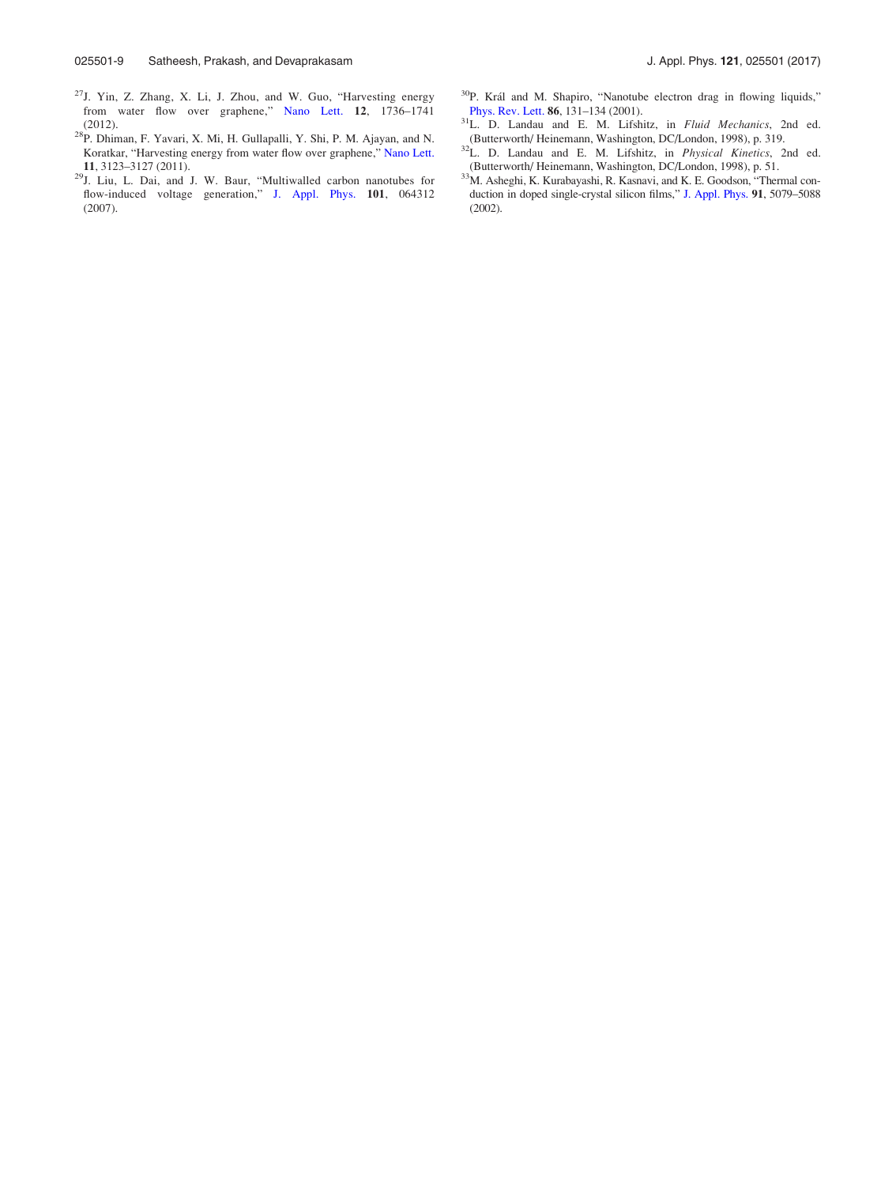[27] J. Yin, Z. Zhang, X. Li, J. Zhou, and W. Guo, "Harvesting energy from water flow over graphene," Nano Lett. **12**, 1736–1741 (2012).

[28] P. Dhiman, F. Yavari, X. Mi, H. Gullapalli, Y. Shi, P. M. Ajayan, and N. Koratkar, "Harvesting energy from water flow over graphene," Nano Lett. **11**, 3123–3127 (2011).

[29] J. Liu, L. Dai, and J. W. Baur, "Multiwalled carbon nanotubes for flow-induced voltage generation," J. Appl. Phys. **101**, 064312 (2007).

[30] P. Král and M. Shapiro, "Nanotube electron drag in flowing liquids," Phys. Rev. Lett. **86**, 131–134 (2001).

[31] L. D. Landau and E. M. Lifshitz, in *Fluid Mechanics*, 2nd ed. (Butterworth/ Heinemann, Washington, DC/London, 1998), p. 319.

[32] L. D. Landau and E. M. Lifshitz, in *Physical Kinetics*, 2nd ed. (Butterworth/ Heinemann, Washington, DC/London, 1998), p. 51.

[33] M. Asheghi, K. Kurabayashi, R. Kasnavi, and K. E. Goodson, "Thermal conduction in doped single-crystal silicon films," J. Appl. Phys. **91**, 5079–5088 (2002).